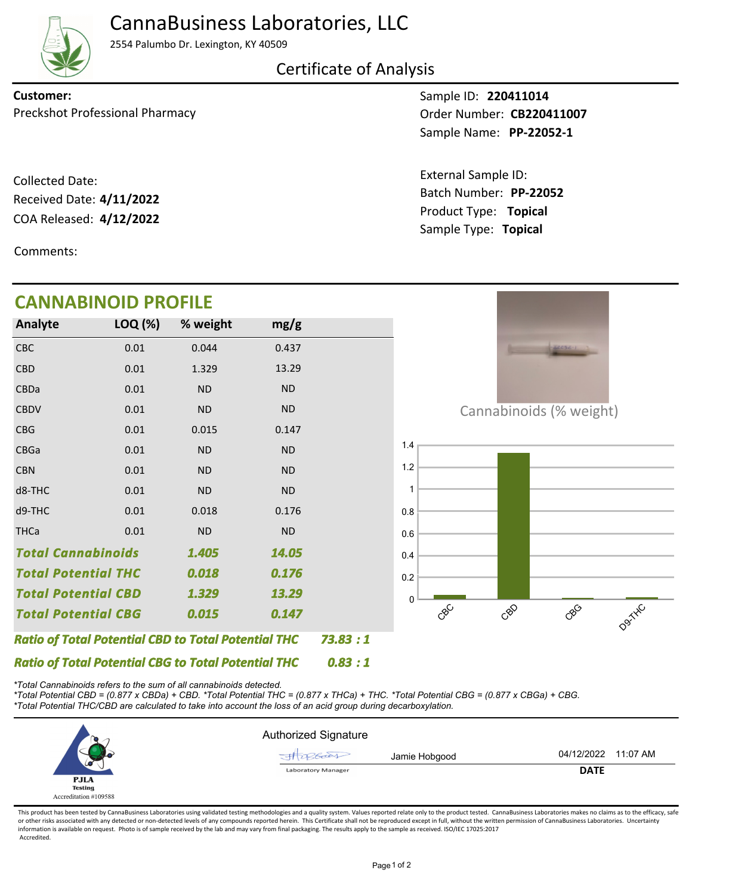# CannaBusiness Laboratories, LLC

2554 Palumbo Dr. Lexington, KY 40509

## Certificate of Analysis

**Customer:**
Preckshot Professional Pharmacy

Sample ID: **220411014**
Order Number: **CB220411007**
Sample Name: **PP-22052-1**

Collected Date:
Received Date: **4/11/2022**
COA Released: **4/12/2022**

External Sample ID:
Batch Number: **PP-22052**
Product Type: **Topical**
Sample Type: **Topical**

Comments:

## CANNABINOID PROFILE

| Analyte | LOQ (%) | % weight | mg/g |
|---|---|---|---|
| CBC | 0.01 | 0.044 | 0.437 |
| CBD | 0.01 | 1.329 | 13.29 |
| CBDa | 0.01 | ND | ND |
| CBDV | 0.01 | ND | ND |
| CBG | 0.01 | 0.015 | 0.147 |
| CBGa | 0.01 | ND | ND |
| CBN | 0.01 | ND | ND |
| d8-THC | 0.01 | ND | ND |
| d9-THC | 0.01 | 0.018 | 0.176 |
| THCa | 0.01 | ND | ND |
| ***Total Cannabinoids*** | | ***1.405*** | ***14.05*** |
| ***Total Potential THC*** | | ***0.018*** | ***0.176*** |
| ***Total Potential CBD*** | | ***1.329*** | ***13.29*** |
| ***Total Potential CBG*** | | ***0.015*** | ***0.147*** |

***Ratio of Total Potential CBD to Total Potential THC 73.83 : 1***

***Ratio of Total Potential CBG to Total Potential THC 0.83 : 1***

Cannabinoids (% weight)

| Analyte | % weight |
|---|---|
| CBC | 0.044 |
| CBD | 1.329 |
| CBG | 0.015 |
| D9-THC | 0.018 |

*\*Total Cannabinoids refers to the sum of all cannabinoids detected.*
*\*Total Potential CBD = (0.877 x CBDa) + CBD. \*Total Potential THC = (0.877 x THCa) + THC. \*Total Potential CBG = (0.877 x CBGa) + CBG.*
*\*Total Potential THC/CBD are calculated to take into account the loss of an acid group during decarboxylation.*

PJLA Testing
Accreditation #109588

Authorized Signature

Jamie Hobgood — Laboratory Manager

**DATE:** 04/12/2022 11:07 AM

This product has been tested by CannaBusiness Laboratories using validated testing methodologies and a quality system. Values reported relate only to the product tested. CannaBusiness Laboratories makes no claims as to the efficacy, safe or other risks associated with any detected or non-detected levels of any compounds reported herein. This Certificate shall not be reproduced except in full, without the written permission of CannaBusiness Laboratories. Uncertainty information is available on request. Photo is of sample received by the lab and may vary from final packaging. The results apply to the sample as received. ISO/IEC 17025:2017 Accredited.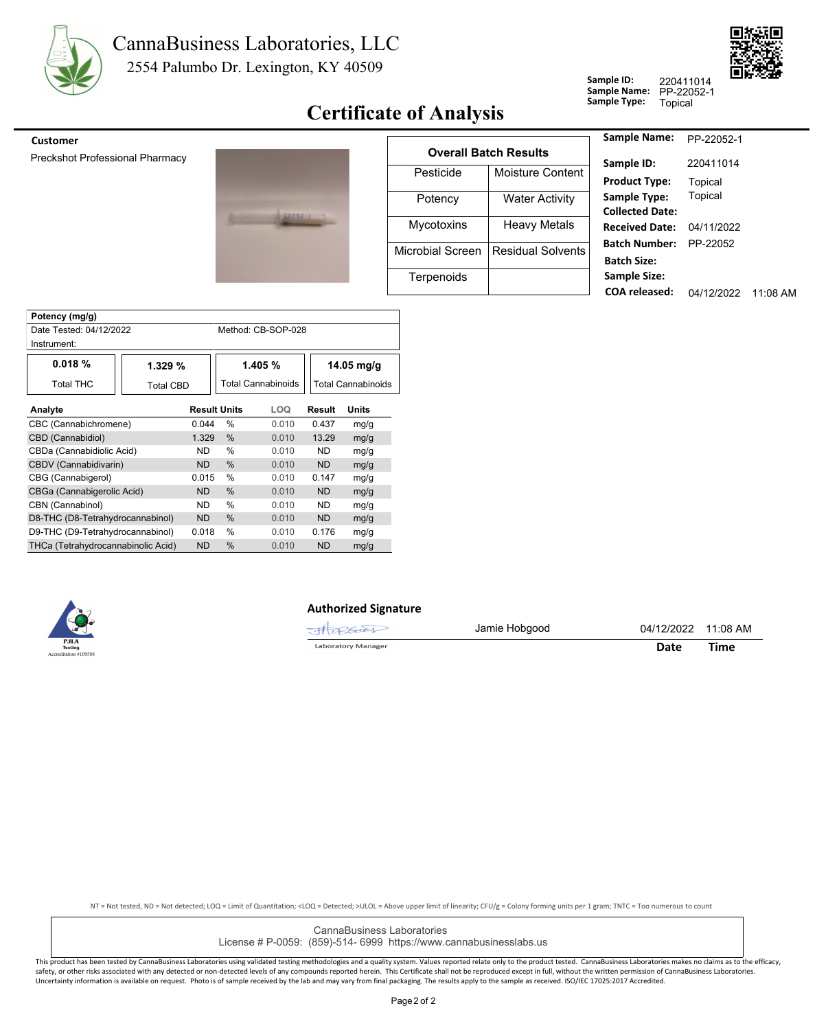# CannaBusiness Laboratories, LLC

2554 Palumbo Dr. Lexington, KY 40509

**Sample ID:** 220411014
**Sample Name:** PP-22052-1
**Sample Type:** Topical

## Certificate of Analysis

**Customer**

Preckshot Professional Pharmacy

| Overall Batch Results | |
|---|---|
| Pesticide | Moisture Content |
| Potency | Water Activity |
| Mycotoxins | Heavy Metals |
| Microbial Screen | Residual Solvents |
| Terpenoids | |

| | |
|---|---|
| **Sample Name:** | PP-22052-1 |
| **Sample ID:** | 220411014 |
| **Product Type:** | Topical |
| **Sample Type:** | Topical |
| **Collected Date:** | |
| **Received Date:** | 04/11/2022 |
| **Batch Number:** | PP-22052 |
| **Batch Size:** | |
| **Sample Size:** | |
| **COA released:** | 04/12/2022 11:08 AM |

**Potency (mg/g)**

Date Tested: 04/12/2022 Method: CB-SOP-028

Instrument:

| 0.018 % | 1.329 % | 1.405 % | 14.05 mg/g |
|---|---|---|---|
| Total THC | Total CBD | Total Cannabinoids | Total Cannabinoids |

| Analyte | Result | Units | LOQ | Result | Units |
|---|---|---|---|---|---|
| CBC (Cannabichromene) | 0.044 | % | 0.010 | 0.437 | mg/g |
| CBD (Cannabidiol) | 1.329 | % | 0.010 | 13.29 | mg/g |
| CBDa (Cannabidiolic Acid) | ND | % | 0.010 | ND | mg/g |
| CBDV (Cannabidivarin) | ND | % | 0.010 | ND | mg/g |
| CBG (Cannabigerol) | 0.015 | % | 0.010 | 0.147 | mg/g |
| CBGa (Cannabigerolic Acid) | ND | % | 0.010 | ND | mg/g |
| CBN (Cannabinol) | ND | % | 0.010 | ND | mg/g |
| D8-THC (D8-Tetrahydrocannabinol) | ND | % | 0.010 | ND | mg/g |
| D9-THC (D9-Tetrahydrocannabinol) | 0.018 | % | 0.010 | 0.176 | mg/g |
| THCa (Tetrahydrocannabinolic Acid) | ND | % | 0.010 | ND | mg/g |

PJLA Testing Accreditation #109588

**Authorized Signature**

| Laboratory Manager | Jamie Hobgood | 04/12/2022 | 11:08 AM |
|---|---|---|---|
| | | **Date** | **Time** |

NT = Not tested, ND = Not detected; LOQ = Limit of Quantitation; <LOQ = Detected; >ULOL = Above upper limit of linearity; CFU/g = Colony forming units per 1 gram; TNTC = Too numerous to count

CannaBusiness Laboratories
License # P-0059: (859)-514- 6999 https://www.cannabusinesslabs.us

This product has been tested by CannaBusiness Laboratories using validated testing methodologies and a quality system. Values reported relate only to the product tested. CannaBusiness Laboratories makes no claims as to the efficacy, safety, or other risks associated with any detected or non-detected levels of any compounds reported herein. This Certificate shall not be reproduced except in full, without the written permission of CannaBusiness Laboratories. Uncertainty information is available on request. Photo is of sample received by the lab and may vary from final packaging. The results apply to the sample as received. ISO/IEC 17025:2017 Accredited.